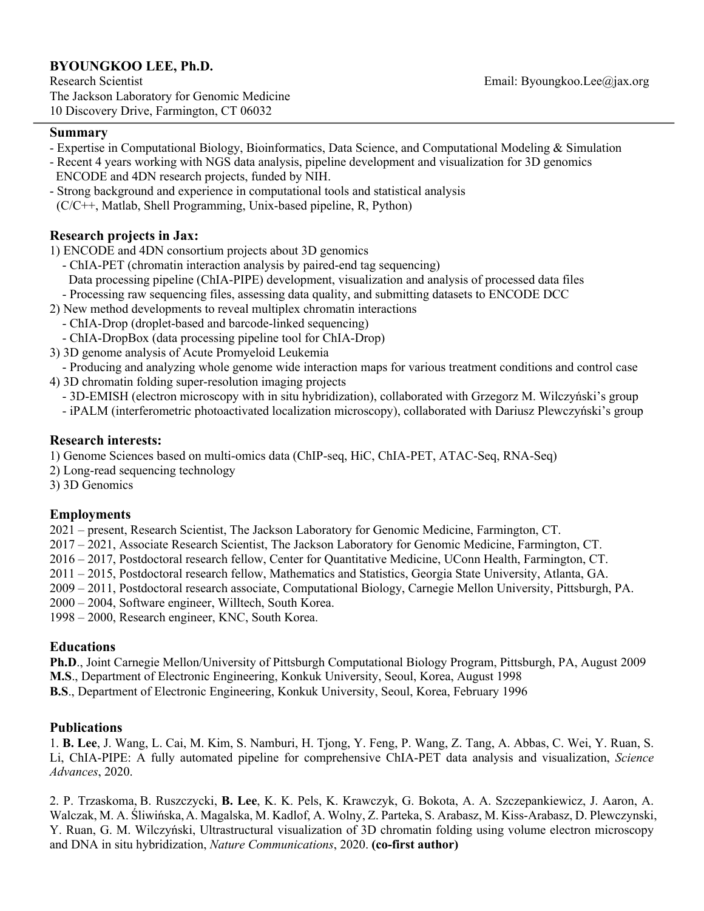# BYOUNGKOO LEE, Ph.D.

Research Scientist
The Jackson Laboratory for Genomic Medicine
10 Discovery Drive, Farmington, CT 06032

Email: Byoungkoo.Lee@jax.org

## Summary

- Expertise in Computational Biology, Bioinformatics, Data Science, and Computational Modeling & Simulation
- Recent 4 years working with NGS data analysis, pipeline development and visualization for 3D genomics ENCODE and 4DN research projects, funded by NIH.
- Strong background and experience in computational tools and statistical analysis (C/C++, Matlab, Shell Programming, Unix-based pipeline, R, Python)

## Research projects in Jax:

1) ENCODE and 4DN consortium projects about 3D genomics
   - ChIA-PET (chromatin interaction analysis by paired-end tag sequencing) Data processing pipeline (ChIA-PIPE) development, visualization and analysis of processed data files
   - Processing raw sequencing files, assessing data quality, and submitting datasets to ENCODE DCC
2) New method developments to reveal multiplex chromatin interactions
   - ChIA-Drop (droplet-based and barcode-linked sequencing)
   - ChIA-DropBox (data processing pipeline tool for ChIA-Drop)
3) 3D genome analysis of Acute Promyeloid Leukemia
   - Producing and analyzing whole genome wide interaction maps for various treatment conditions and control case
4) 3D chromatin folding super-resolution imaging projects
   - 3D-EMISH (electron microscopy with in situ hybridization), collaborated with Grzegorz M. Wilczyński's group
   - iPALM (interferometric photoactivated localization microscopy), collaborated with Dariusz Plewczyński's group

## Research interests:

1) Genome Sciences based on multi-omics data (ChIP-seq, HiC, ChIA-PET, ATAC-Seq, RNA-Seq)
2) Long-read sequencing technology
3) 3D Genomics

## Employments

2021 – present, Research Scientist, The Jackson Laboratory for Genomic Medicine, Farmington, CT.
2017 – 2021, Associate Research Scientist, The Jackson Laboratory for Genomic Medicine, Farmington, CT.
2016 – 2017, Postdoctoral research fellow, Center for Quantitative Medicine, UConn Health, Farmington, CT.
2011 – 2015, Postdoctoral research fellow, Mathematics and Statistics, Georgia State University, Atlanta, GA.
2009 – 2011, Postdoctoral research associate, Computational Biology, Carnegie Mellon University, Pittsburgh, PA.
2000 – 2004, Software engineer, Willtech, South Korea.
1998 – 2000, Research engineer, KNC, South Korea.

## Educations

**Ph.D**., Joint Carnegie Mellon/University of Pittsburgh Computational Biology Program, Pittsburgh, PA, August 2009
**M.S**., Department of Electronic Engineering, Konkuk University, Seoul, Korea, August 1998
**B.S**., Department of Electronic Engineering, Konkuk University, Seoul, Korea, February 1996

## Publications

1. **B. Lee**, J. Wang, L. Cai, M. Kim, S. Namburi, H. Tjong, Y. Feng, P. Wang, Z. Tang, A. Abbas, C. Wei, Y. Ruan, S. Li, ChIA-PIPE: A fully automated pipeline for comprehensive ChIA-PET data analysis and visualization, *Science Advances*, 2020.

2. P. Trzaskoma, B. Ruszczycki, **B. Lee**, K. K. Pels, K. Krawczyk, G. Bokota, A. A. Szczepankiewicz, J. Aaron, A. Walczak, M. A. Śliwińska, A. Magalska, M. Kadlof, A. Wolny, Z. Parteka, S. Arabasz, M. Kiss-Arabasz, D. Plewczynski, Y. Ruan, G. M. Wilczyński, Ultrastructural visualization of 3D chromatin folding using volume electron microscopy and DNA in situ hybridization, *Nature Communications*, 2020. **(co-first author)**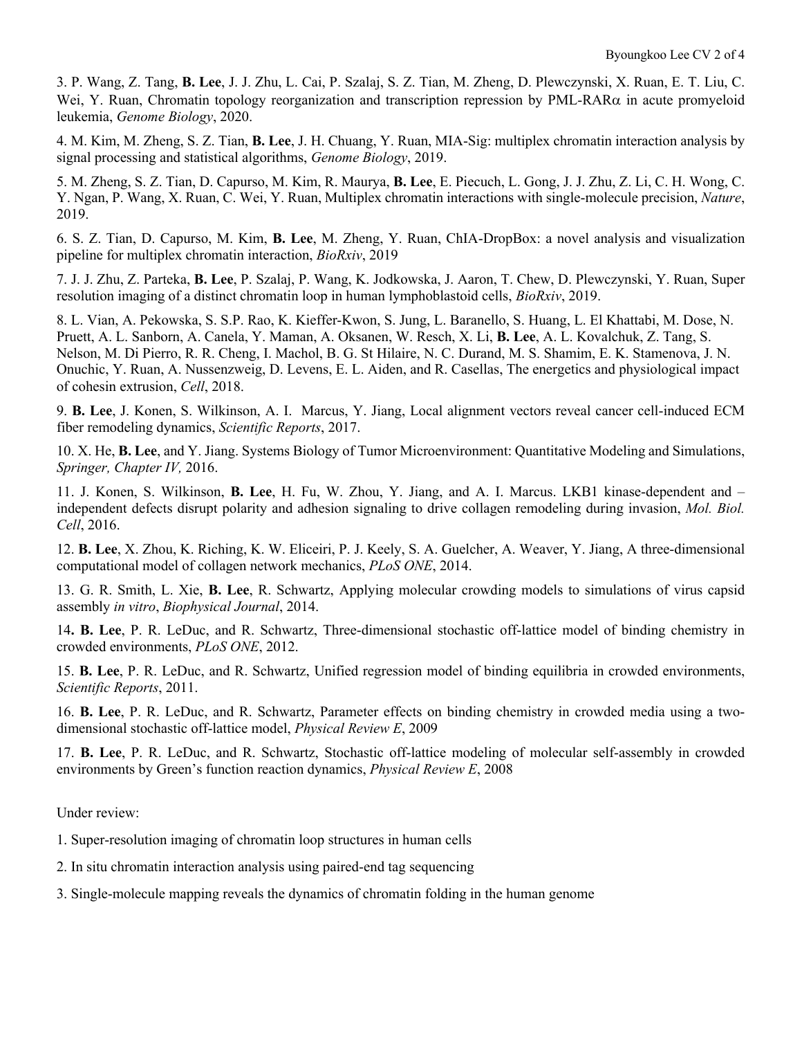3. P. Wang, Z. Tang, **B. Lee**, J. J. Zhu, L. Cai, P. Szalaj, S. Z. Tian, M. Zheng, D. Plewczynski, X. Ruan, E. T. Liu, C. Wei, Y. Ruan, Chromatin topology reorganization and transcription repression by PML-RAR$\alpha$ in acute promyeloid leukemia, *Genome Biology*, 2020.

4. M. Kim, M. Zheng, S. Z. Tian, **B. Lee**, J. H. Chuang, Y. Ruan, MIA-Sig: multiplex chromatin interaction analysis by signal processing and statistical algorithms, *Genome Biology*, 2019.

5. M. Zheng, S. Z. Tian, D. Capurso, M. Kim, R. Maurya, **B. Lee**, E. Piecuch, L. Gong, J. J. Zhu, Z. Li, C. H. Wong, C. Y. Ngan, P. Wang, X. Ruan, C. Wei, Y. Ruan, Multiplex chromatin interactions with single-molecule precision, *Nature*, 2019.

6. S. Z. Tian, D. Capurso, M. Kim, **B. Lee**, M. Zheng, Y. Ruan, ChIA-DropBox: a novel analysis and visualization pipeline for multiplex chromatin interaction, *BioRxiv*, 2019

7. J. J. Zhu, Z. Parteka, **B. Lee**, P. Szalaj, P. Wang, K. Jodkowska, J. Aaron, T. Chew, D. Plewczynski, Y. Ruan, Super resolution imaging of a distinct chromatin loop in human lymphoblastoid cells, *BioRxiv*, 2019.

8. L. Vian, A. Pekowska, S. S.P. Rao, K. Kieffer-Kwon, S. Jung, L. Baranello, S. Huang, L. El Khattabi, M. Dose, N. Pruett, A. L. Sanborn, A. Canela, Y. Maman, A. Oksanen, W. Resch, X. Li, **B. Lee**, A. L. Kovalchuk, Z. Tang, S. Nelson, M. Di Pierro, R. R. Cheng, I. Machol, B. G. St Hilaire, N. C. Durand, M. S. Shamim, E. K. Stamenova, J. N. Onuchic, Y. Ruan, A. Nussenzweig, D. Levens, E. L. Aiden, and R. Casellas, The energetics and physiological impact of cohesin extrusion, *Cell*, 2018.

9. **B. Lee**, J. Konen, S. Wilkinson, A. I. Marcus, Y. Jiang, Local alignment vectors reveal cancer cell-induced ECM fiber remodeling dynamics, *Scientific Reports*, 2017.

10. X. He, **B. Lee**, and Y. Jiang. Systems Biology of Tumor Microenvironment: Quantitative Modeling and Simulations, *Springer, Chapter IV,* 2016.

11. J. Konen, S. Wilkinson, **B. Lee**, H. Fu, W. Zhou, Y. Jiang, and A. I. Marcus. LKB1 kinase-dependent and – independent defects disrupt polarity and adhesion signaling to drive collagen remodeling during invasion, *Mol. Biol. Cell*, 2016.

12. **B. Lee**, X. Zhou, K. Riching, K. W. Eliceiri, P. J. Keely, S. A. Guelcher, A. Weaver, Y. Jiang, A three-dimensional computational model of collagen network mechanics, *PLoS ONE*, 2014.

13. G. R. Smith, L. Xie, **B. Lee**, R. Schwartz, Applying molecular crowding models to simulations of virus capsid assembly *in vitro*, *Biophysical Journal*, 2014.

14**. B. Lee**, P. R. LeDuc, and R. Schwartz, Three-dimensional stochastic off-lattice model of binding chemistry in crowded environments, *PLoS ONE*, 2012.

15. **B. Lee**, P. R. LeDuc, and R. Schwartz, Unified regression model of binding equilibria in crowded environments, *Scientific Reports*, 2011.

16. **B. Lee**, P. R. LeDuc, and R. Schwartz, Parameter effects on binding chemistry in crowded media using a two-dimensional stochastic off-lattice model, *Physical Review E*, 2009

17. **B. Lee**, P. R. LeDuc, and R. Schwartz, Stochastic off-lattice modeling of molecular self-assembly in crowded environments by Green's function reaction dynamics, *Physical Review E*, 2008

Under review:

1. Super-resolution imaging of chromatin loop structures in human cells

2. In situ chromatin interaction analysis using paired-end tag sequencing

3. Single-molecule mapping reveals the dynamics of chromatin folding in the human genome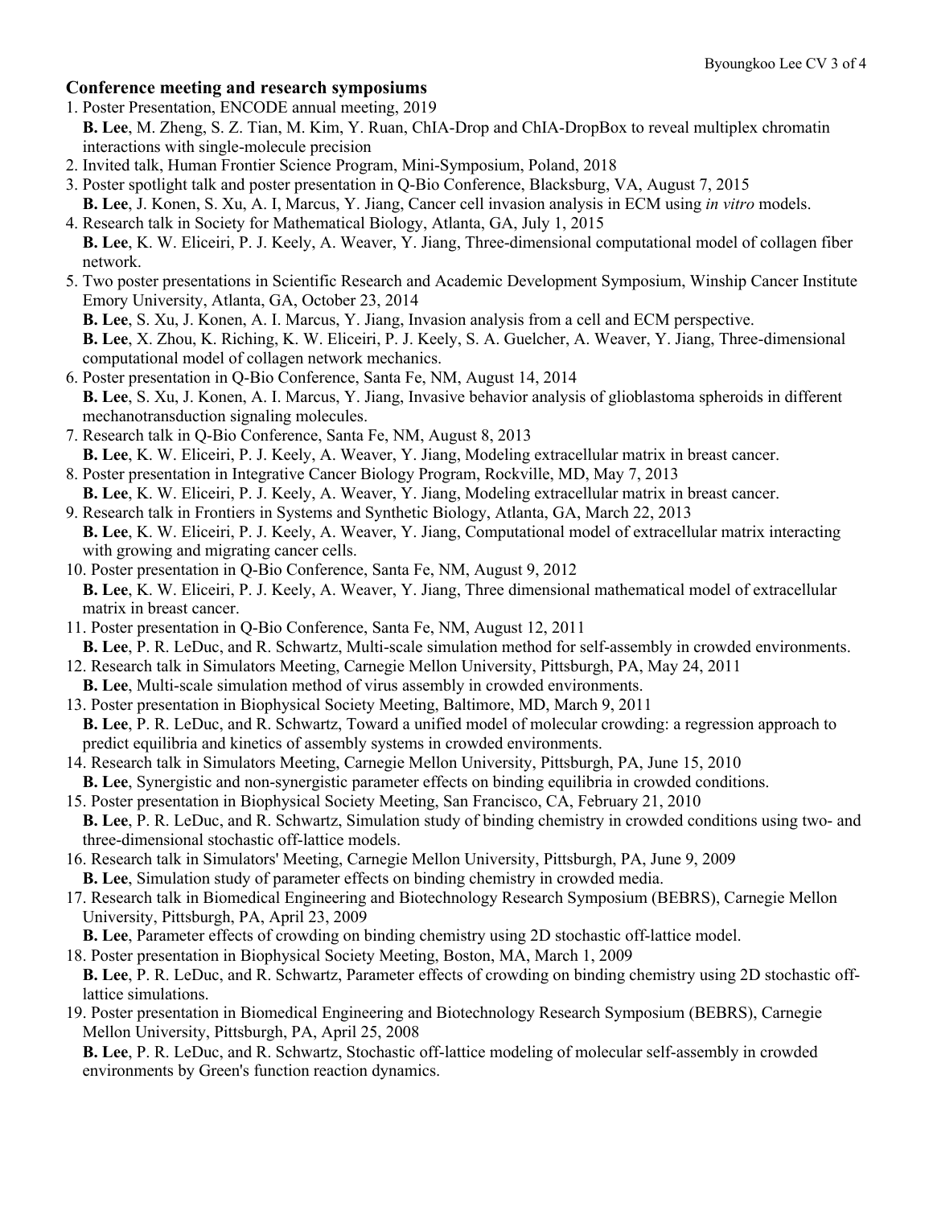**Conference meeting and research symposiums**

1. Poster Presentation, ENCODE annual meeting, 2019
   **B. Lee**, M. Zheng, S. Z. Tian, M. Kim, Y. Ruan, ChIA-Drop and ChIA-DropBox to reveal multiplex chromatin interactions with single-molecule precision
2. Invited talk, Human Frontier Science Program, Mini-Symposium, Poland, 2018
3. Poster spotlight talk and poster presentation in Q-Bio Conference, Blacksburg, VA, August 7, 2015
   **B. Lee**, J. Konen, S. Xu, A. I, Marcus, Y. Jiang, Cancer cell invasion analysis in ECM using *in vitro* models.
4. Research talk in Society for Mathematical Biology, Atlanta, GA, July 1, 2015
   **B. Lee**, K. W. Eliceiri, P. J. Keely, A. Weaver, Y. Jiang, Three-dimensional computational model of collagen fiber network.
5. Two poster presentations in Scientific Research and Academic Development Symposium, Winship Cancer Institute Emory University, Atlanta, GA, October 23, 2014
   **B. Lee**, S. Xu, J. Konen, A. I. Marcus, Y. Jiang, Invasion analysis from a cell and ECM perspective.
   **B. Lee**, X. Zhou, K. Riching, K. W. Eliceiri, P. J. Keely, S. A. Guelcher, A. Weaver, Y. Jiang, Three-dimensional computational model of collagen network mechanics.
6. Poster presentation in Q-Bio Conference, Santa Fe, NM, August 14, 2014
   **B. Lee**, S. Xu, J. Konen, A. I. Marcus, Y. Jiang, Invasive behavior analysis of glioblastoma spheroids in different mechanotransduction signaling molecules.
7. Research talk in Q-Bio Conference, Santa Fe, NM, August 8, 2013
   **B. Lee**, K. W. Eliceiri, P. J. Keely, A. Weaver, Y. Jiang, Modeling extracellular matrix in breast cancer.
8. Poster presentation in Integrative Cancer Biology Program, Rockville, MD, May 7, 2013
   **B. Lee**, K. W. Eliceiri, P. J. Keely, A. Weaver, Y. Jiang, Modeling extracellular matrix in breast cancer.
9. Research talk in Frontiers in Systems and Synthetic Biology, Atlanta, GA, March 22, 2013
   **B. Lee**, K. W. Eliceiri, P. J. Keely, A. Weaver, Y. Jiang, Computational model of extracellular matrix interacting with growing and migrating cancer cells.
10. Poster presentation in Q-Bio Conference, Santa Fe, NM, August 9, 2012
    **B. Lee**, K. W. Eliceiri, P. J. Keely, A. Weaver, Y. Jiang, Three dimensional mathematical model of extracellular matrix in breast cancer.
11. Poster presentation in Q-Bio Conference, Santa Fe, NM, August 12, 2011
    **B. Lee**, P. R. LeDuc, and R. Schwartz, Multi-scale simulation method for self-assembly in crowded environments.
12. Research talk in Simulators Meeting, Carnegie Mellon University, Pittsburgh, PA, May 24, 2011
    **B. Lee**, Multi-scale simulation method of virus assembly in crowded environments.
13. Poster presentation in Biophysical Society Meeting, Baltimore, MD, March 9, 2011
    **B. Lee**, P. R. LeDuc, and R. Schwartz, Toward a unified model of molecular crowding: a regression approach to predict equilibria and kinetics of assembly systems in crowded environments.
14. Research talk in Simulators Meeting, Carnegie Mellon University, Pittsburgh, PA, June 15, 2010
    **B. Lee**, Synergistic and non-synergistic parameter effects on binding equilibria in crowded conditions.
15. Poster presentation in Biophysical Society Meeting, San Francisco, CA, February 21, 2010
    **B. Lee**, P. R. LeDuc, and R. Schwartz, Simulation study of binding chemistry in crowded conditions using two- and three-dimensional stochastic off-lattice models.
16. Research talk in Simulators' Meeting, Carnegie Mellon University, Pittsburgh, PA, June 9, 2009
    **B. Lee**, Simulation study of parameter effects on binding chemistry in crowded media.
17. Research talk in Biomedical Engineering and Biotechnology Research Symposium (BEBRS), Carnegie Mellon University, Pittsburgh, PA, April 23, 2009
    **B. Lee**, Parameter effects of crowding on binding chemistry using 2D stochastic off-lattice model.
18. Poster presentation in Biophysical Society Meeting, Boston, MA, March 1, 2009
    **B. Lee**, P. R. LeDuc, and R. Schwartz, Parameter effects of crowding on binding chemistry using 2D stochastic off-lattice simulations.
19. Poster presentation in Biomedical Engineering and Biotechnology Research Symposium (BEBRS), Carnegie Mellon University, Pittsburgh, PA, April 25, 2008
    **B. Lee**, P. R. LeDuc, and R. Schwartz, Stochastic off-lattice modeling of molecular self-assembly in crowded environments by Green's function reaction dynamics.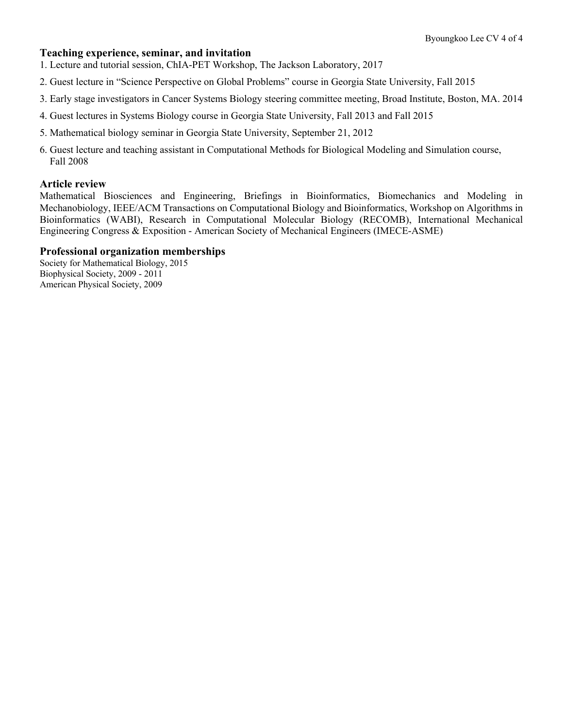## Teaching experience, seminar, and invitation

1. Lecture and tutorial session, ChIA-PET Workshop, The Jackson Laboratory, 2017
2. Guest lecture in "Science Perspective on Global Problems" course in Georgia State University, Fall 2015
3. Early stage investigators in Cancer Systems Biology steering committee meeting, Broad Institute, Boston, MA. 2014
4. Guest lectures in Systems Biology course in Georgia State University, Fall 2013 and Fall 2015
5. Mathematical biology seminar in Georgia State University, September 21, 2012
6. Guest lecture and teaching assistant in Computational Methods for Biological Modeling and Simulation course, Fall 2008

## Article review

Mathematical Biosciences and Engineering, Briefings in Bioinformatics, Biomechanics and Modeling in Mechanobiology, IEEE/ACM Transactions on Computational Biology and Bioinformatics, Workshop on Algorithms in Bioinformatics (WABI), Research in Computational Molecular Biology (RECOMB), International Mechanical Engineering Congress & Exposition - American Society of Mechanical Engineers (IMECE-ASME)

## Professional organization memberships

Society for Mathematical Biology, 2015
Biophysical Society, 2009 - 2011
American Physical Society, 2009